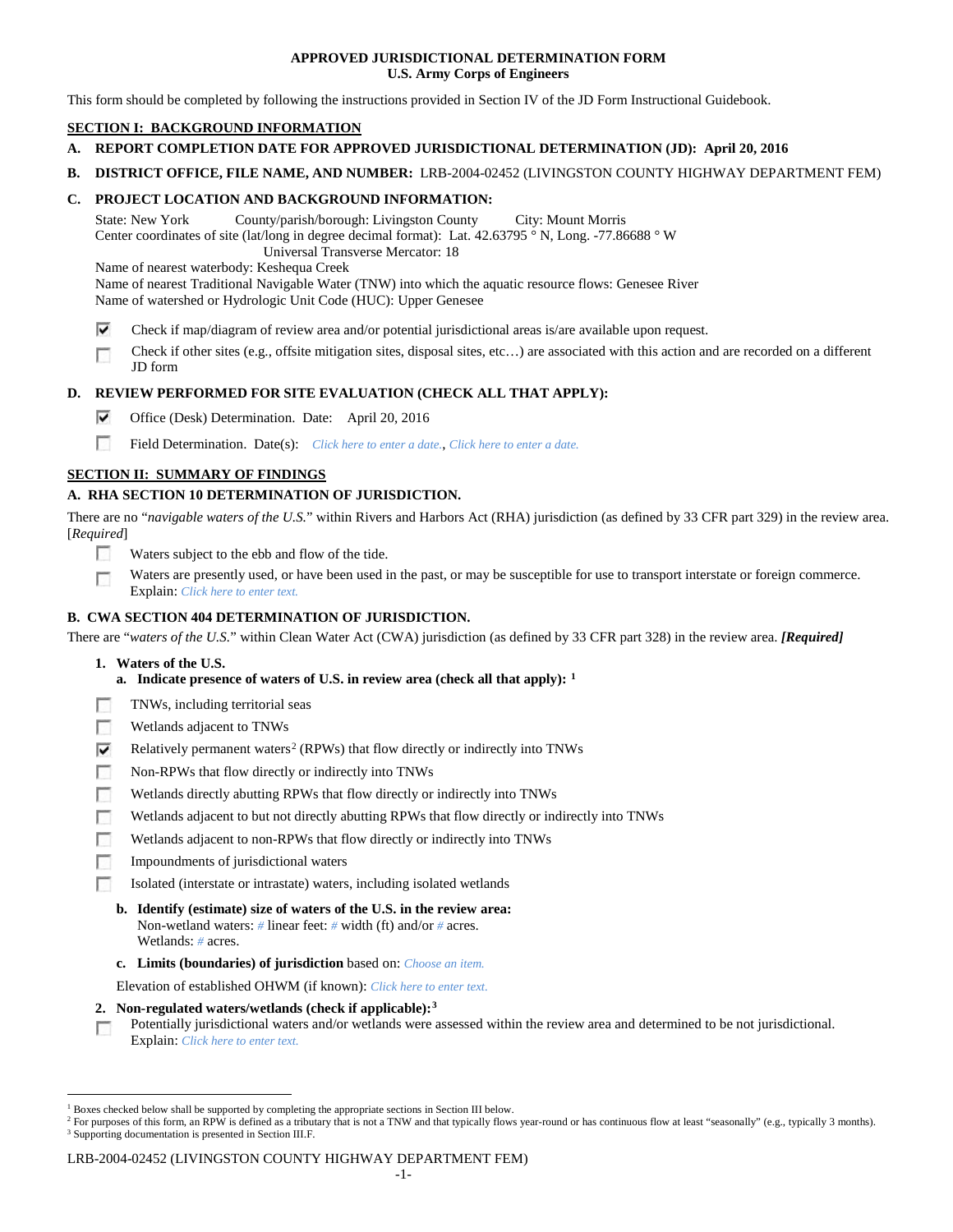**APPROVED JURISDICTIONAL DETERMINATION FORM**
**U.S. Army Corps of Engineers**

This form should be completed by following the instructions provided in Section IV of the JD Form Instructional Guidebook.

## SECTION I: BACKGROUND INFORMATION

**A. REPORT COMPLETION DATE FOR APPROVED JURISDICTIONAL DETERMINATION (JD): April 20, 2016**

**B. DISTRICT OFFICE, FILE NAME, AND NUMBER:** LRB-2004-02452 (LIVINGSTON COUNTY HIGHWAY DEPARTMENT FEM)

**C. PROJECT LOCATION AND BACKGROUND INFORMATION:**

State: New York  County/parish/borough: Livingston County  City: Mount Morris
Center coordinates of site (lat/long in degree decimal format): Lat. 42.63795 ° N, Long. -77.86688 ° W
Universal Transverse Mercator: 18
Name of nearest waterbody: Keshequa Creek
Name of nearest Traditional Navigable Water (TNW) into which the aquatic resource flows: Genesee River
Name of watershed or Hydrologic Unit Code (HUC): Upper Genesee

- [x] Check if map/diagram of review area and/or potential jurisdictional areas is/are available upon request.
- [ ] Check if other sites (e.g., offsite mitigation sites, disposal sites, etc…) are associated with this action and are recorded on a different JD form

**D. REVIEW PERFORMED FOR SITE EVALUATION (CHECK ALL THAT APPLY):**

- [x] Office (Desk) Determination. Date: April 20, 2016
- [ ] Field Determination. Date(s): *Click here to enter a date.*, *Click here to enter a date.*

## SECTION II: SUMMARY OF FINDINGS

**A. RHA SECTION 10 DETERMINATION OF JURISDICTION.**

There are no "*navigable waters of the U.S.*" within Rivers and Harbors Act (RHA) jurisdiction (as defined by 33 CFR part 329) in the review area. [*Required*]

- [ ] Waters subject to the ebb and flow of the tide.
- [ ] Waters are presently used, or have been used in the past, or may be susceptible for use to transport interstate or foreign commerce. Explain: *Click here to enter text.*

**B. CWA SECTION 404 DETERMINATION OF JURISDICTION.**

There are "*waters of the U.S.*" within Clean Water Act (CWA) jurisdiction (as defined by 33 CFR part 328) in the review area. ***[Required]***

**1. Waters of the U.S.**

**a. Indicate presence of waters of U.S. in review area (check all that apply):** [1]

- [ ] TNWs, including territorial seas
- [ ] Wetlands adjacent to TNWs
- [x] Relatively permanent waters[2] (RPWs) that flow directly or indirectly into TNWs
- [ ] Non-RPWs that flow directly or indirectly into TNWs
- [ ] Wetlands directly abutting RPWs that flow directly or indirectly into TNWs
- [ ] Wetlands adjacent to but not directly abutting RPWs that flow directly or indirectly into TNWs
- [ ] Wetlands adjacent to non-RPWs that flow directly or indirectly into TNWs
- [ ] Impoundments of jurisdictional waters
- [ ] Isolated (interstate or intrastate) waters, including isolated wetlands

**b. Identify (estimate) size of waters of the U.S. in the review area:**
Non-wetland waters: *#* linear feet: *#* width (ft) and/or *#* acres.
Wetlands: *#* acres.

**c. Limits (boundaries) of jurisdiction** based on: *Choose an item.*

Elevation of established OHWM (if known): *Click here to enter text.*

**2. Non-regulated waters/wetlands (check if applicable):**[3]

- [ ] Potentially jurisdictional waters and/or wetlands were assessed within the review area and determined to be not jurisdictional. Explain: *Click here to enter text.*

---

[1] Boxes checked below shall be supported by completing the appropriate sections in Section III below.
[2] For purposes of this form, an RPW is defined as a tributary that is not a TNW and that typically flows year-round or has continuous flow at least "seasonally" (e.g., typically 3 months).
[3] Supporting documentation is presented in Section III.F.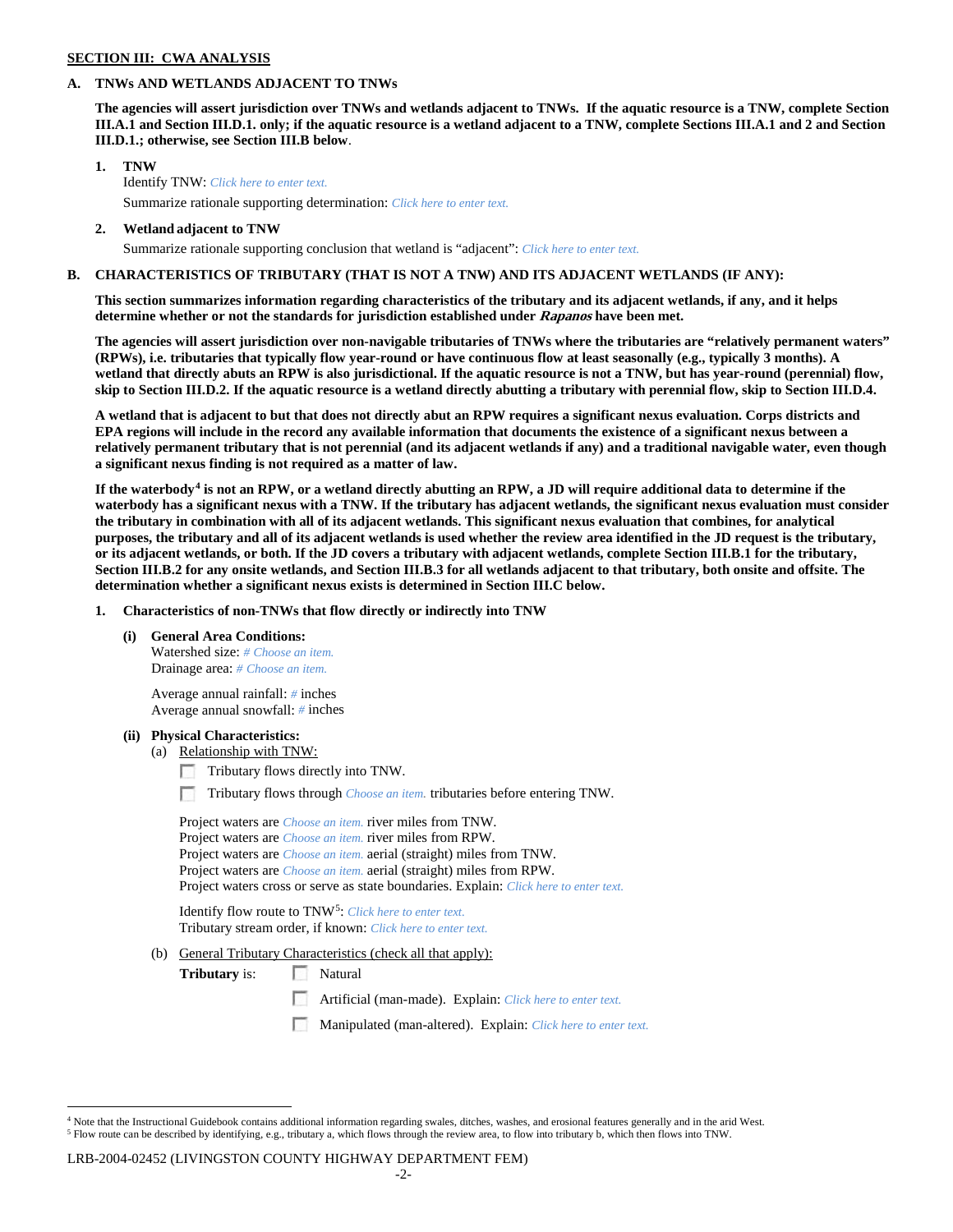**SECTION III: CWA ANALYSIS**

**A. TNWs AND WETLANDS ADJACENT TO TNWs**

**The agencies will assert jurisdiction over TNWs and wetlands adjacent to TNWs. If the aquatic resource is a TNW, complete Section III.A.1 and Section III.D.1. only; if the aquatic resource is a wetland adjacent to a TNW, complete Sections III.A.1 and 2 and Section III.D.1.; otherwise, see Section III.B below.**

**1. TNW**

Identify TNW: *Click here to enter text.*

Summarize rationale supporting determination: *Click here to enter text.*

**2. Wetland adjacent to TNW**

Summarize rationale supporting conclusion that wetland is "adjacent": *Click here to enter text.*

**B. CHARACTERISTICS OF TRIBUTARY (THAT IS NOT A TNW) AND ITS ADJACENT WETLANDS (IF ANY):**

**This section summarizes information regarding characteristics of the tributary and its adjacent wetlands, if any, and it helps determine whether or not the standards for jurisdiction established under *Rapanos* have been met.**

**The agencies will assert jurisdiction over non-navigable tributaries of TNWs where the tributaries are "relatively permanent waters" (RPWs), i.e. tributaries that typically flow year-round or have continuous flow at least seasonally (e.g., typically 3 months). A wetland that directly abuts an RPW is also jurisdictional. If the aquatic resource is not a TNW, but has year-round (perennial) flow, skip to Section III.D.2. If the aquatic resource is a wetland directly abutting a tributary with perennial flow, skip to Section III.D.4.**

**A wetland that is adjacent to but that does not directly abut an RPW requires a significant nexus evaluation. Corps districts and EPA regions will include in the record any available information that documents the existence of a significant nexus between a relatively permanent tributary that is not perennial (and its adjacent wetlands if any) and a traditional navigable water, even though a significant nexus finding is not required as a matter of law.**

**If the waterbody[4] is not an RPW, or a wetland directly abutting an RPW, a JD will require additional data to determine if the waterbody has a significant nexus with a TNW. If the tributary has adjacent wetlands, the significant nexus evaluation must consider the tributary in combination with all of its adjacent wetlands. This significant nexus evaluation that combines, for analytical purposes, the tributary and all of its adjacent wetlands is used whether the review area identified in the JD request is the tributary, or its adjacent wetlands, or both. If the JD covers a tributary with adjacent wetlands, complete Section III.B.1 for the tributary, Section III.B.2 for any onsite wetlands, and Section III.B.3 for all wetlands adjacent to that tributary, both onsite and offsite. The determination whether a significant nexus exists is determined in Section III.C below.**

**1. Characteristics of non-TNWs that flow directly or indirectly into TNW**

**(i) General Area Conditions:**

Watershed size: *# Choose an item.*
Drainage area: *# Choose an item.*

Average annual rainfall: *#* inches
Average annual snowfall: *#* inches

**(ii) Physical Characteristics:**

(a) Relationship with TNW:

☐ Tributary flows directly into TNW.

☐ Tributary flows through *Choose an item.* tributaries before entering TNW.

Project waters are *Choose an item.* river miles from TNW.
Project waters are *Choose an item.* river miles from RPW.
Project waters are *Choose an item.* aerial (straight) miles from TNW.
Project waters are *Choose an item.* aerial (straight) miles from RPW.
Project waters cross or serve as state boundaries. Explain: *Click here to enter text.*

Identify flow route to TNW[5]: *Click here to enter text.*
Tributary stream order, if known: *Click here to enter text.*

(b) General Tributary Characteristics (check all that apply):

**Tributary** is:
☐ Natural
☐ Artificial (man-made). Explain: *Click here to enter text.*
☐ Manipulated (man-altered). Explain: *Click here to enter text.*

---

[4] Note that the Instructional Guidebook contains additional information regarding swales, ditches, washes, and erosional features generally and in the arid West.

[5] Flow route can be described by identifying, e.g., tributary a, which flows through the review area, to flow into tributary b, which then flows into TNW.

LRB-2004-02452 (LIVINGSTON COUNTY HIGHWAY DEPARTMENT FEM)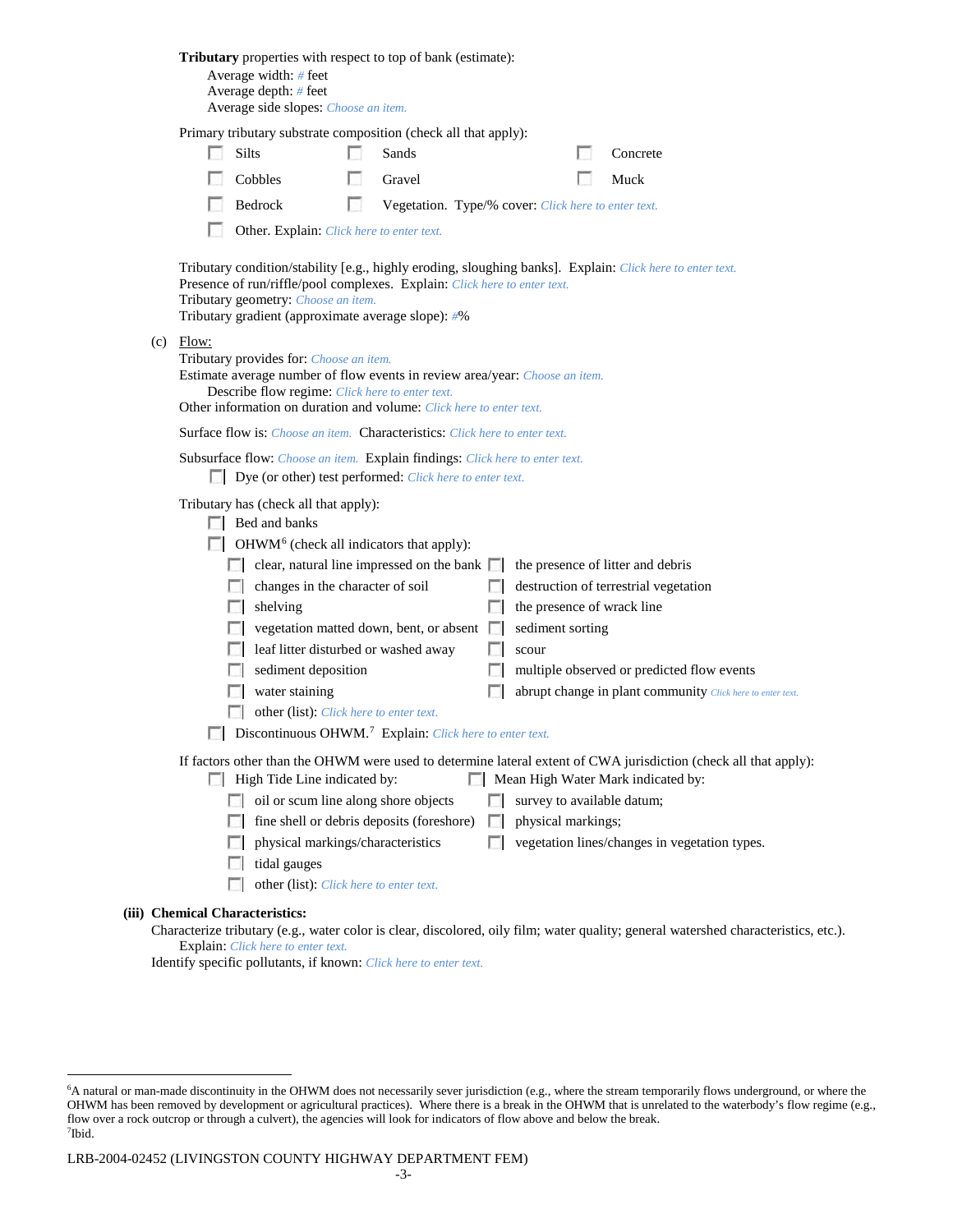**Tributary** properties with respect to top of bank (estimate):
Average width: # feet
Average depth: # feet
Average side slopes: Choose an item.

Primary tributary substrate composition (check all that apply):

- ☐ Silts
- ☐ Sands
- ☐ Concrete
- ☐ Cobbles
- ☐ Gravel
- ☐ Muck
- ☐ Bedrock
- ☐ Vegetation. Type/% cover: Click here to enter text.
- ☐ Other. Explain: Click here to enter text.

Tributary condition/stability [e.g., highly eroding, sloughing banks]. Explain: Click here to enter text.
Presence of run/riffle/pool complexes. Explain: Click here to enter text.
Tributary geometry: Choose an item.
Tributary gradient (approximate average slope): #%

(c) Flow:
Tributary provides for: Choose an item.
Estimate average number of flow events in review area/year: Choose an item.
Describe flow regime: Click here to enter text.
Other information on duration and volume: Click here to enter text.

Surface flow is: Choose an item. Characteristics: Click here to enter text.

Subsurface flow: Choose an item. Explain findings: Click here to enter text.
☐ Dye (or other) test performed: Click here to enter text.

Tributary has (check all that apply):

- ☐ Bed and banks
- ☐ OHWM[6] (check all indicators that apply):
  - ☐ clear, natural line impressed on the bank
  - ☐ the presence of litter and debris
  - ☐ changes in the character of soil
  - ☐ destruction of terrestrial vegetation
  - ☐ shelving
  - ☐ the presence of wrack line
  - ☐ vegetation matted down, bent, or absent
  - ☐ sediment sorting
  - ☐ leaf litter disturbed or washed away
  - ☐ scour
  - ☐ sediment deposition
  - ☐ multiple observed or predicted flow events
  - ☐ water staining
  - ☐ abrupt change in plant community Click here to enter text.
  - ☐ other (list): Click here to enter text.
- ☐ Discontinuous OHWM.[7] Explain: Click here to enter text.

If factors other than the OHWM were used to determine lateral extent of CWA jurisdiction (check all that apply):

- ☐ High Tide Line indicated by:
  - ☐ oil or scum line along shore objects
  - ☐ fine shell or debris deposits (foreshore)
  - ☐ physical markings/characteristics
  - ☐ tidal gauges
  - ☐ other (list): Click here to enter text.
- ☐ Mean High Water Mark indicated by:
  - ☐ survey to available datum;
  - ☐ physical markings;
  - ☐ vegetation lines/changes in vegetation types.

**(iii) Chemical Characteristics:**
Characterize tributary (e.g., water color is clear, discolored, oily film; water quality; general watershed characteristics, etc.).
Explain: Click here to enter text.
Identify specific pollutants, if known: Click here to enter text.

---

[6]A natural or man-made discontinuity in the OHWM does not necessarily sever jurisdiction (e.g., where the stream temporarily flows underground, or where the OHWM has been removed by development or agricultural practices). Where there is a break in the OHWM that is unrelated to the waterbody's flow regime (e.g., flow over a rock outcrop or through a culvert), the agencies will look for indicators of flow above and below the break.
[7]Ibid.

LRB-2004-02452 (LIVINGSTON COUNTY HIGHWAY DEPARTMENT FEM)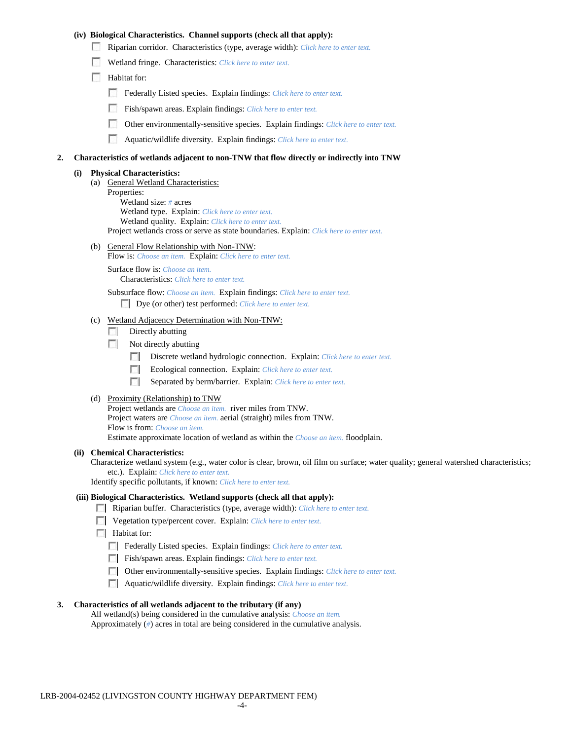**(iv) Biological Characteristics. Channel supports (check all that apply):**

- ☐ Riparian corridor. Characteristics (type, average width): *Click here to enter text.*
- ☐ Wetland fringe. Characteristics: *Click here to enter text.*
- ☐ Habitat for:
  - ☐ Federally Listed species. Explain findings: *Click here to enter text.*
  - ☐ Fish/spawn areas. Explain findings: *Click here to enter text.*
  - ☐ Other environmentally-sensitive species. Explain findings: *Click here to enter text.*
  - ☐ Aquatic/wildlife diversity. Explain findings: *Click here to enter text.*

**2. Characteristics of wetlands adjacent to non-TNW that flow directly or indirectly into TNW**

**(i) Physical Characteristics:**

(a) General Wetland Characteristics:
Properties:
Wetland size: *#* acres
Wetland type. Explain: *Click here to enter text.*
Wetland quality. Explain: *Click here to enter text.*
Project wetlands cross or serve as state boundaries. Explain: *Click here to enter text.*

(b) General Flow Relationship with Non-TNW:
Flow is: *Choose an item.* Explain: *Click here to enter text.*

Surface flow is: *Choose an item.*
Characteristics: *Click here to enter text.*

Subsurface flow: *Choose an item.* Explain findings: *Click here to enter text.*
☐ Dye (or other) test performed: *Click here to enter text.*

(c) Wetland Adjacency Determination with Non-TNW:
- ☐ Directly abutting
- ☐ Not directly abutting
  - ☐ Discrete wetland hydrologic connection. Explain: *Click here to enter text.*
  - ☐ Ecological connection. Explain: *Click here to enter text.*
  - ☐ Separated by berm/barrier. Explain: *Click here to enter text.*

(d) Proximity (Relationship) to TNW
Project wetlands are *Choose an item.* river miles from TNW.
Project waters are *Choose an item.* aerial (straight) miles from TNW.
Flow is from: *Choose an item.*
Estimate approximate location of wetland as within the *Choose an item.* floodplain.

**(ii) Chemical Characteristics:**
Characterize wetland system (e.g., water color is clear, brown, oil film on surface; water quality; general watershed characteristics; etc.). Explain: *Click here to enter text.*
Identify specific pollutants, if known: *Click here to enter text.*

**(iii) Biological Characteristics. Wetland supports (check all that apply):**

- ☐ Riparian buffer. Characteristics (type, average width): *Click here to enter text.*
- ☐ Vegetation type/percent cover. Explain: *Click here to enter text.*
- ☐ Habitat for:
  - ☐ Federally Listed species. Explain findings: *Click here to enter text.*
  - ☐ Fish/spawn areas. Explain findings: *Click here to enter text.*
  - ☐ Other environmentally-sensitive species. Explain findings: *Click here to enter text.*
  - ☐ Aquatic/wildlife diversity. Explain findings: *Click here to enter text.*

**3. Characteristics of all wetlands adjacent to the tributary (if any)**

All wetland(s) being considered in the cumulative analysis: *Choose an item.*
Approximately (*#*) acres in total are being considered in the cumulative analysis.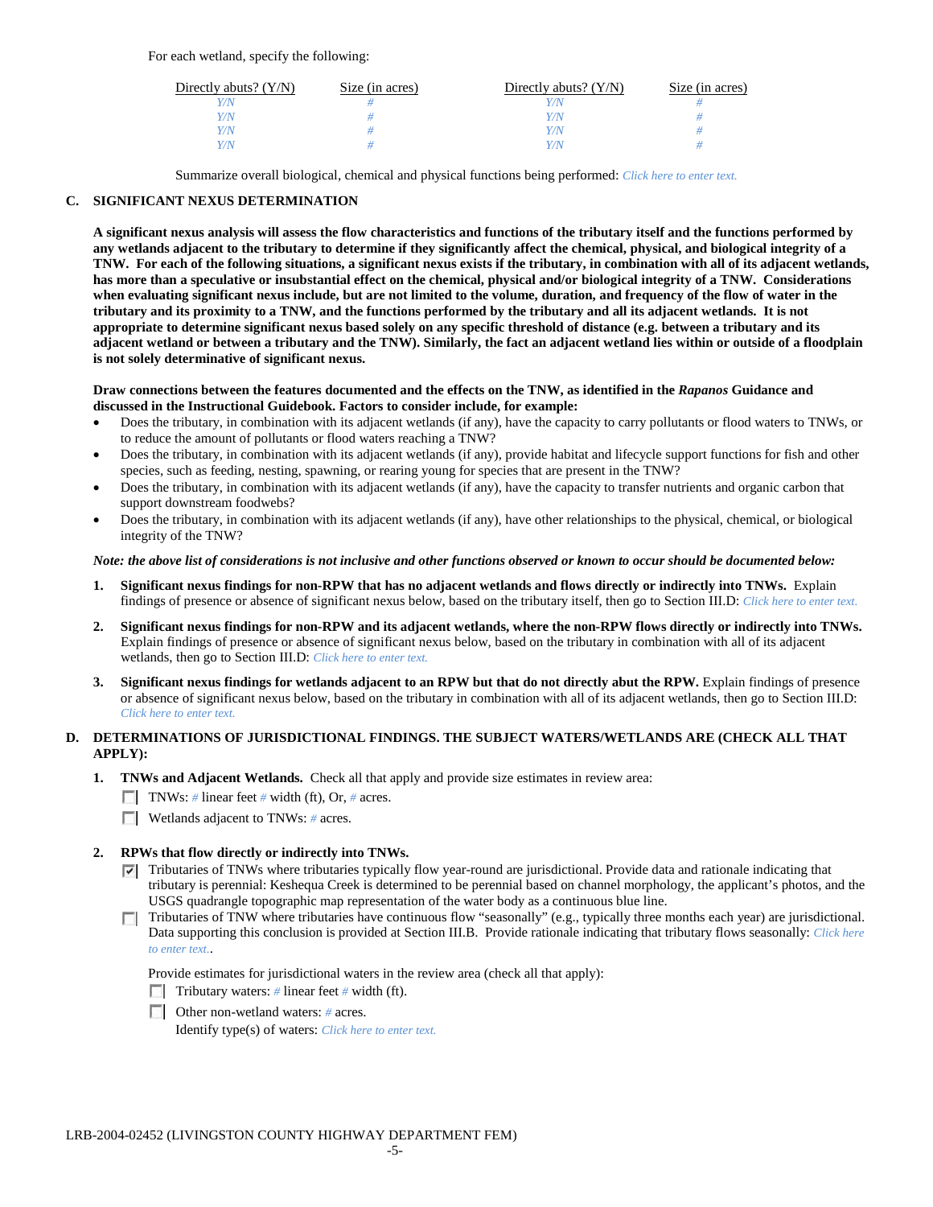For each wetland, specify the following:

| Directly abuts? (Y/N) | Size (in acres) | Directly abuts? (Y/N) | Size (in acres) |
|---|---|---|---|
| Y/N | # | Y/N | # |
| Y/N | # | Y/N | # |
| Y/N | # | Y/N | # |
| Y/N | # | Y/N | # |

Summarize overall biological, chemical and physical functions being performed: *Click here to enter text.*

**C. SIGNIFICANT NEXUS DETERMINATION**

**A significant nexus analysis will assess the flow characteristics and functions of the tributary itself and the functions performed by any wetlands adjacent to the tributary to determine if they significantly affect the chemical, physical, and biological integrity of a TNW. For each of the following situations, a significant nexus exists if the tributary, in combination with all of its adjacent wetlands, has more than a speculative or insubstantial effect on the chemical, physical and/or biological integrity of a TNW. Considerations when evaluating significant nexus include, but are not limited to the volume, duration, and frequency of the flow of water in the tributary and its proximity to a TNW, and the functions performed by the tributary and all its adjacent wetlands. It is not appropriate to determine significant nexus based solely on any specific threshold of distance (e.g. between a tributary and its adjacent wetland or between a tributary and the TNW). Similarly, the fact an adjacent wetland lies within or outside of a floodplain is not solely determinative of significant nexus.**

**Draw connections between the features documented and the effects on the TNW, as identified in the *Rapanos* Guidance and discussed in the Instructional Guidebook. Factors to consider include, for example:**

- Does the tributary, in combination with its adjacent wetlands (if any), have the capacity to carry pollutants or flood waters to TNWs, or to reduce the amount of pollutants or flood waters reaching a TNW?
- Does the tributary, in combination with its adjacent wetlands (if any), provide habitat and lifecycle support functions for fish and other species, such as feeding, nesting, spawning, or rearing young for species that are present in the TNW?
- Does the tributary, in combination with its adjacent wetlands (if any), have the capacity to transfer nutrients and organic carbon that support downstream foodwebs?
- Does the tributary, in combination with its adjacent wetlands (if any), have other relationships to the physical, chemical, or biological integrity of the TNW?

***Note: the above list of considerations is not inclusive and other functions observed or known to occur should be documented below:***

1. **Significant nexus findings for non-RPW that has no adjacent wetlands and flows directly or indirectly into TNWs.** Explain findings of presence or absence of significant nexus below, based on the tributary itself, then go to Section III.D: *Click here to enter text.*

2. **Significant nexus findings for non-RPW and its adjacent wetlands, where the non-RPW flows directly or indirectly into TNWs.** Explain findings of presence or absence of significant nexus below, based on the tributary in combination with all of its adjacent wetlands, then go to Section III.D: *Click here to enter text.*

3. **Significant nexus findings for wetlands adjacent to an RPW but that do not directly abut the RPW.** Explain findings of presence or absence of significant nexus below, based on the tributary in combination with all of its adjacent wetlands, then go to Section III.D: *Click here to enter text.*

**D. DETERMINATIONS OF JURISDICTIONAL FINDINGS. THE SUBJECT WATERS/WETLANDS ARE (CHECK ALL THAT APPLY):**

1. **TNWs and Adjacent Wetlands.** Check all that apply and provide size estimates in review area:
   - ☐ TNWs: # linear feet # width (ft), Or, # acres.
   - ☐ Wetlands adjacent to TNWs: # acres.

2. **RPWs that flow directly or indirectly into TNWs.**
   - ☑ Tributaries of TNWs where tributaries typically flow year-round are jurisdictional. Provide data and rationale indicating that tributary is perennial: Keshequa Creek is determined to be perennial based on channel morphology, the applicant's photos, and the USGS quadrangle topographic map representation of the water body as a continuous blue line.
   - ☐ Tributaries of TNW where tributaries have continuous flow "seasonally" (e.g., typically three months each year) are jurisdictional. Data supporting this conclusion is provided at Section III.B. Provide rationale indicating that tributary flows seasonally: *Click here to enter text.*.

   Provide estimates for jurisdictional waters in the review area (check all that apply):
   - ☐ Tributary waters: # linear feet # width (ft).
   - ☐ Other non-wetland waters: # acres.
     Identify type(s) of waters: *Click here to enter text.*

LRB-2004-02452 (LIVINGSTON COUNTY HIGHWAY DEPARTMENT FEM)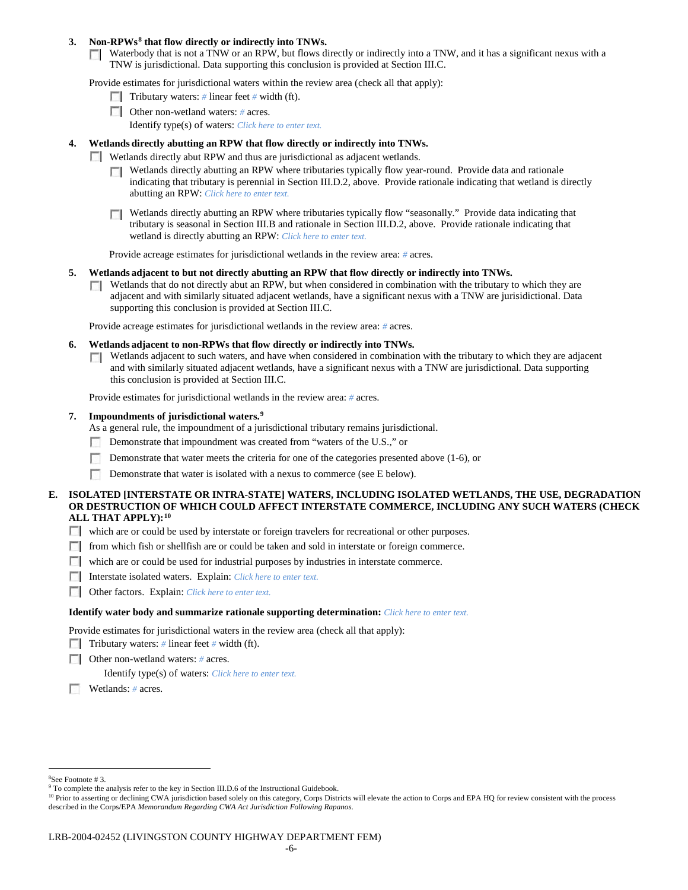**3. Non-RPWs[8] that flow directly or indirectly into TNWs.**

☐ Waterbody that is not a TNW or an RPW, but flows directly or indirectly into a TNW, and it has a significant nexus with a TNW is jurisdictional. Data supporting this conclusion is provided at Section III.C.

Provide estimates for jurisdictional waters within the review area (check all that apply):

- ☐ Tributary waters: # linear feet # width (ft).
- ☐ Other non-wetland waters: # acres.
  Identify type(s) of waters: *Click here to enter text.*

**4. Wetlands directly abutting an RPW that flow directly or indirectly into TNWs.**

☐ Wetlands directly abut RPW and thus are jurisdictional as adjacent wetlands.

- ☐ Wetlands directly abutting an RPW where tributaries typically flow year-round. Provide data and rationale indicating that tributary is perennial in Section III.D.2, above. Provide rationale indicating that wetland is directly abutting an RPW: *Click here to enter text.*
- ☐ Wetlands directly abutting an RPW where tributaries typically flow "seasonally." Provide data indicating that tributary is seasonal in Section III.B and rationale in Section III.D.2, above. Provide rationale indicating that wetland is directly abutting an RPW: *Click here to enter text.*

Provide acreage estimates for jurisdictional wetlands in the review area: # acres.

**5. Wetlands adjacent to but not directly abutting an RPW that flow directly or indirectly into TNWs.**

☐ Wetlands that do not directly abut an RPW, but when considered in combination with the tributary to which they are adjacent and with similarly situated adjacent wetlands, have a significant nexus with a TNW are jurisidictional. Data supporting this conclusion is provided at Section III.C.

Provide acreage estimates for jurisdictional wetlands in the review area: # acres.

**6. Wetlands adjacent to non-RPWs that flow directly or indirectly into TNWs.**

☐ Wetlands adjacent to such waters, and have when considered in combination with the tributary to which they are adjacent and with similarly situated adjacent wetlands, have a significant nexus with a TNW are jurisdictional. Data supporting this conclusion is provided at Section III.C.

Provide estimates for jurisdictional wetlands in the review area: # acres.

**7. Impoundments of jurisdictional waters.[9]**

As a general rule, the impoundment of a jurisdictional tributary remains jurisdictional.

- ☐ Demonstrate that impoundment was created from "waters of the U.S.," or
- ☐ Demonstrate that water meets the criteria for one of the categories presented above (1-6), or
- ☐ Demonstrate that water is isolated with a nexus to commerce (see E below).

**E. ISOLATED [INTERSTATE OR INTRA-STATE] WATERS, INCLUDING ISOLATED WETLANDS, THE USE, DEGRADATION OR DESTRUCTION OF WHICH COULD AFFECT INTERSTATE COMMERCE, INCLUDING ANY SUCH WATERS (CHECK ALL THAT APPLY):[10]**

- ☐ which are or could be used by interstate or foreign travelers for recreational or other purposes.
- ☐ from which fish or shellfish are or could be taken and sold in interstate or foreign commerce.
- ☐ which are or could be used for industrial purposes by industries in interstate commerce.
- ☐ Interstate isolated waters. Explain: *Click here to enter text.*
- ☐ Other factors. Explain: *Click here to enter text.*

**Identify water body and summarize rationale supporting determination:** *Click here to enter text.*

Provide estimates for jurisdictional waters in the review area (check all that apply):

- ☐ Tributary waters: # linear feet # width (ft).
- ☐ Other non-wetland waters: # acres.
  Identify type(s) of waters: *Click here to enter text.*
- ☐ Wetlands: # acres.

---

[8]See Footnote # 3.

[9] To complete the analysis refer to the key in Section III.D.6 of the Instructional Guidebook.

[10] Prior to asserting or declining CWA jurisdiction based solely on this category, Corps Districts will elevate the action to Corps and EPA HQ for review consistent with the process described in the Corps/EPA *Memorandum Regarding CWA Act Jurisdiction Following Rapanos.*

LRB-2004-02452 (LIVINGSTON COUNTY HIGHWAY DEPARTMENT FEM)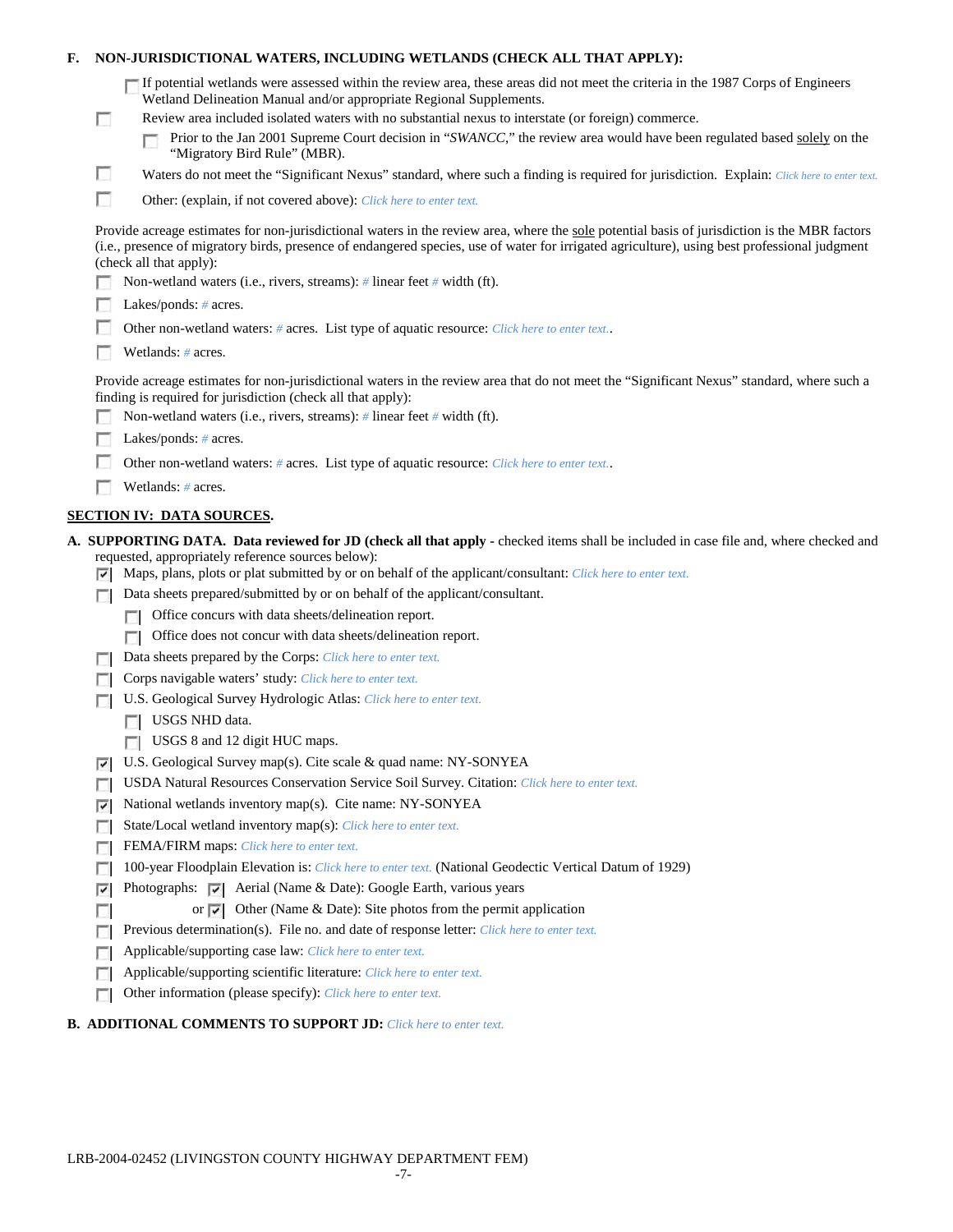**F. NON-JURISDICTIONAL WATERS, INCLUDING WETLANDS (CHECK ALL THAT APPLY):**

- ☐ If potential wetlands were assessed within the review area, these areas did not meet the criteria in the 1987 Corps of Engineers Wetland Delineation Manual and/or appropriate Regional Supplements.
- ☐ Review area included isolated waters with no substantial nexus to interstate (or foreign) commerce.
  - ☐ Prior to the Jan 2001 Supreme Court decision in "*SWANCC*," the review area would have been regulated based solely on the "Migratory Bird Rule" (MBR).
- ☐ Waters do not meet the "Significant Nexus" standard, where such a finding is required for jurisdiction. Explain: *Click here to enter text.*
- ☐ Other: (explain, if not covered above): *Click here to enter text.*

Provide acreage estimates for non-jurisdictional waters in the review area, where the sole potential basis of jurisdiction is the MBR factors (i.e., presence of migratory birds, presence of endangered species, use of water for irrigated agriculture), using best professional judgment (check all that apply):

- ☐ Non-wetland waters (i.e., rivers, streams): # linear feet # width (ft).
- ☐ Lakes/ponds: # acres.
- ☐ Other non-wetland waters: # acres. List type of aquatic resource: *Click here to enter text.*.
- ☐ Wetlands: # acres.

Provide acreage estimates for non-jurisdictional waters in the review area that do not meet the "Significant Nexus" standard, where such a finding is required for jurisdiction (check all that apply):

- ☐ Non-wetland waters (i.e., rivers, streams): # linear feet # width (ft).
- ☐ Lakes/ponds: # acres.
- ☐ Other non-wetland waters: # acres. List type of aquatic resource: *Click here to enter text.*.
- ☐ Wetlands: # acres.

## SECTION IV: DATA SOURCES.

**A. SUPPORTING DATA. Data reviewed for JD (check all that apply** - checked items shall be included in case file and, where checked and requested, appropriately reference sources below):

- ☑ Maps, plans, plots or plat submitted by or on behalf of the applicant/consultant: *Click here to enter text.*
- ☐ Data sheets prepared/submitted by or on behalf of the applicant/consultant.
  - ☐ Office concurs with data sheets/delineation report.
  - ☐ Office does not concur with data sheets/delineation report.
- ☐ Data sheets prepared by the Corps: *Click here to enter text.*
- ☐ Corps navigable waters' study: *Click here to enter text.*
- ☐ U.S. Geological Survey Hydrologic Atlas: *Click here to enter text.*
  - ☐ USGS NHD data.
  - ☐ USGS 8 and 12 digit HUC maps.
- ☑ U.S. Geological Survey map(s). Cite scale & quad name: NY-SONYEA
- ☐ USDA Natural Resources Conservation Service Soil Survey. Citation: *Click here to enter text.*
- ☑ National wetlands inventory map(s). Cite name: NY-SONYEA
- ☐ State/Local wetland inventory map(s): *Click here to enter text.*
- ☐ FEMA/FIRM maps: *Click here to enter text.*
- ☐ 100-year Floodplain Elevation is: *Click here to enter text.* (National Geodectic Vertical Datum of 1929)
- ☑ Photographs: ☑ Aerial (Name & Date): Google Earth, various years
- ☐ or ☑ Other (Name & Date): Site photos from the permit application
- ☐ Previous determination(s). File no. and date of response letter: *Click here to enter text.*
- ☐ Applicable/supporting case law: *Click here to enter text.*
- ☐ Applicable/supporting scientific literature: *Click here to enter text.*
- ☐ Other information (please specify): *Click here to enter text.*

**B. ADDITIONAL COMMENTS TO SUPPORT JD:** *Click here to enter text.*

LRB-2004-02452 (LIVINGSTON COUNTY HIGHWAY DEPARTMENT FEM)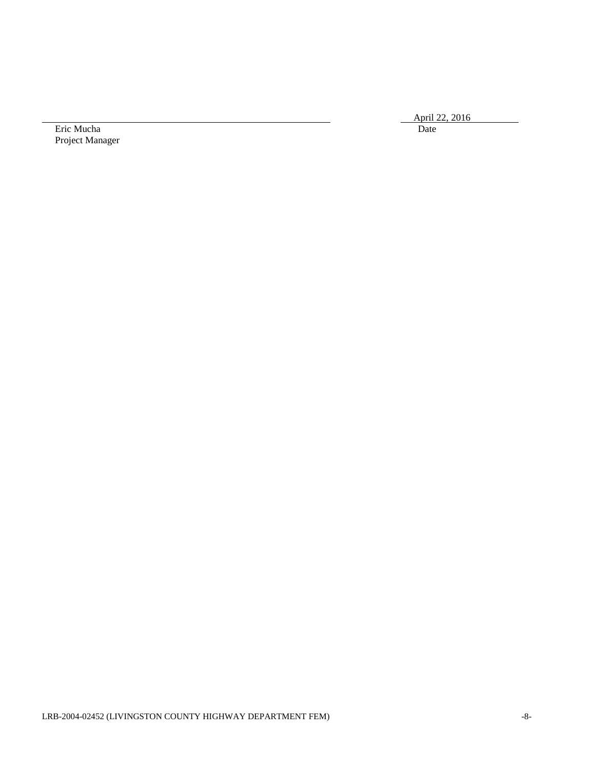April 22, 2016

Eric Mucha
Project Manager

Date